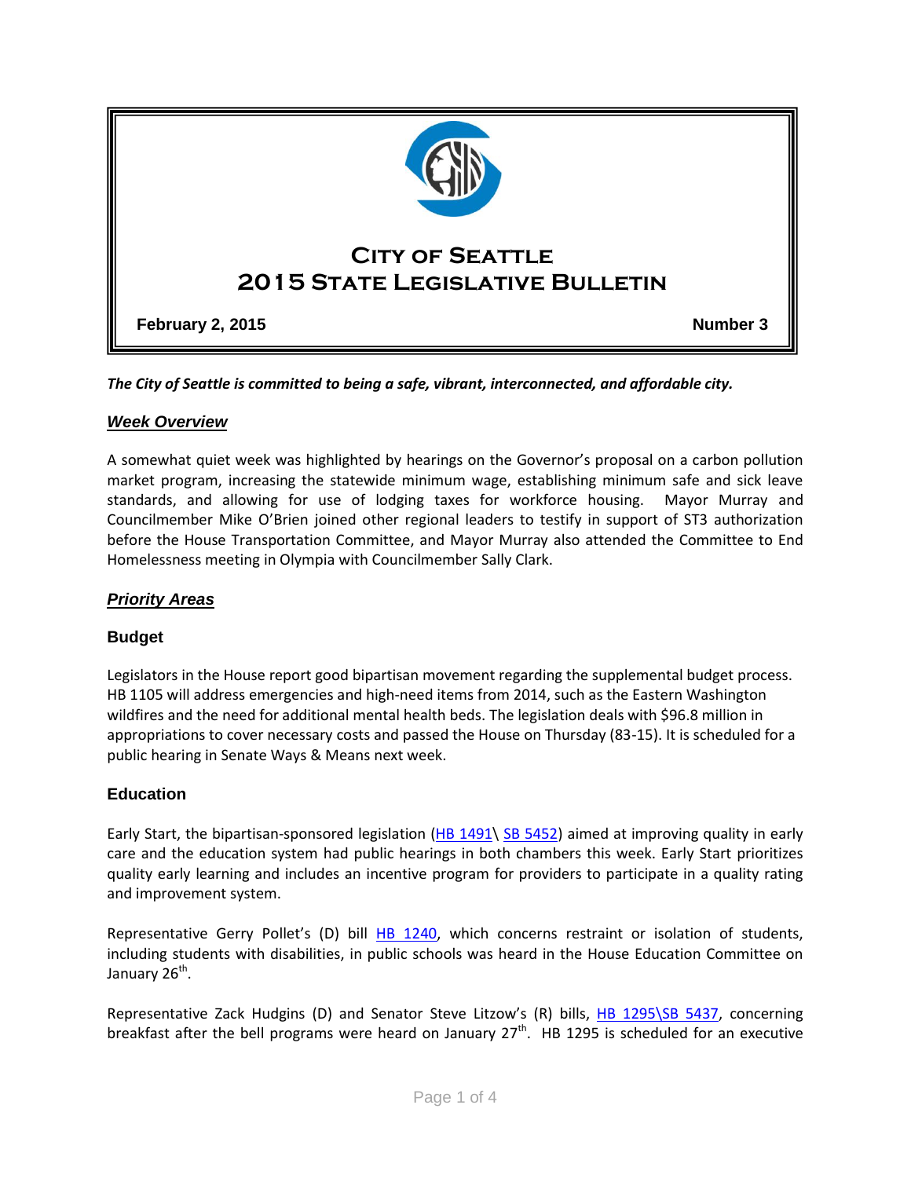# City of Seattle
# 2015 State Legislative Bulletin

**February 2, 2015** **Number 3**

***The City of Seattle is committed to being a safe, vibrant, interconnected, and affordable city.***

## ***Week Overview***

A somewhat quiet week was highlighted by hearings on the Governor's proposal on a carbon pollution market program, increasing the statewide minimum wage, establishing minimum safe and sick leave standards, and allowing for use of lodging taxes for workforce housing. Mayor Murray and Councilmember Mike O'Brien joined other regional leaders to testify in support of ST3 authorization before the House Transportation Committee, and Mayor Murray also attended the Committee to End Homelessness meeting in Olympia with Councilmember Sally Clark.

## ***Priority Areas***

### Budget

Legislators in the House report good bipartisan movement regarding the supplemental budget process. HB 1105 will address emergencies and high-need items from 2014, such as the Eastern Washington wildfires and the need for additional mental health beds. The legislation deals with $96.8 million in appropriations to cover necessary costs and passed the House on Thursday (83-15). It is scheduled for a public hearing in Senate Ways & Means next week.

### Education

Early Start, the bipartisan-sponsored legislation (HB 1491\ SB 5452) aimed at improving quality in early care and the education system had public hearings in both chambers this week. Early Start prioritizes quality early learning and includes an incentive program for providers to participate in a quality rating and improvement system.

Representative Gerry Pollet's (D) bill HB 1240, which concerns restraint or isolation of students, including students with disabilities, in public schools was heard in the House Education Committee on January 26th.

Representative Zack Hudgins (D) and Senator Steve Litzow's (R) bills, HB 1295\SB 5437, concerning breakfast after the bell programs were heard on January 27th. HB 1295 is scheduled for an executive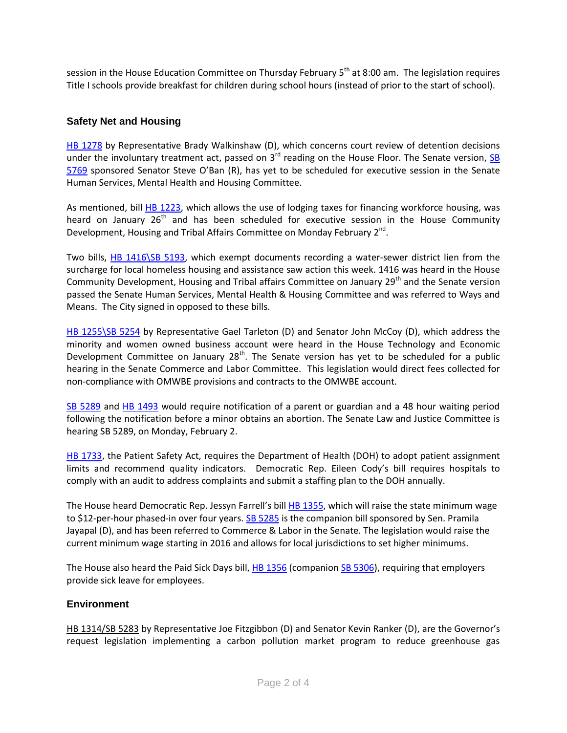session in the House Education Committee on Thursday February 5th at 8:00 am. The legislation requires Title I schools provide breakfast for children during school hours (instead of prior to the start of school).

### Safety Net and Housing

HB 1278 by Representative Brady Walkinshaw (D), which concerns court review of detention decisions under the involuntary treatment act, passed on 3rd reading on the House Floor. The Senate version, SB 5769 sponsored Senator Steve O'Ban (R), has yet to be scheduled for executive session in the Senate Human Services, Mental Health and Housing Committee.

As mentioned, bill HB 1223, which allows the use of lodging taxes for financing workforce housing, was heard on January 26th and has been scheduled for executive session in the House Community Development, Housing and Tribal Affairs Committee on Monday February 2nd.

Two bills, HB 1416\SB 5193, which exempt documents recording a water-sewer district lien from the surcharge for local homeless housing and assistance saw action this week. 1416 was heard in the House Community Development, Housing and Tribal affairs Committee on January 29th and the Senate version passed the Senate Human Services, Mental Health & Housing Committee and was referred to Ways and Means. The City signed in opposed to these bills.

HB 1255\SB 5254 by Representative Gael Tarleton (D) and Senator John McCoy (D), which address the minority and women owned business account were heard in the House Technology and Economic Development Committee on January 28th. The Senate version has yet to be scheduled for a public hearing in the Senate Commerce and Labor Committee. This legislation would direct fees collected for non-compliance with OMWBE provisions and contracts to the OMWBE account.

SB 5289 and HB 1493 would require notification of a parent or guardian and a 48 hour waiting period following the notification before a minor obtains an abortion. The Senate Law and Justice Committee is hearing SB 5289, on Monday, February 2.

HB 1733, the Patient Safety Act, requires the Department of Health (DOH) to adopt patient assignment limits and recommend quality indicators. Democratic Rep. Eileen Cody's bill requires hospitals to comply with an audit to address complaints and submit a staffing plan to the DOH annually.

The House heard Democratic Rep. Jessyn Farrell's bill HB 1355, which will raise the state minimum wage to $12-per-hour phased-in over four years. SB 5285 is the companion bill sponsored by Sen. Pramila Jayapal (D), and has been referred to Commerce & Labor in the Senate. The legislation would raise the current minimum wage starting in 2016 and allows for local jurisdictions to set higher minimums.

The House also heard the Paid Sick Days bill, HB 1356 (companion SB 5306), requiring that employers provide sick leave for employees.

### Environment

HB 1314/SB 5283 by Representative Joe Fitzgibbon (D) and Senator Kevin Ranker (D), are the Governor's request legislation implementing a carbon pollution market program to reduce greenhouse gas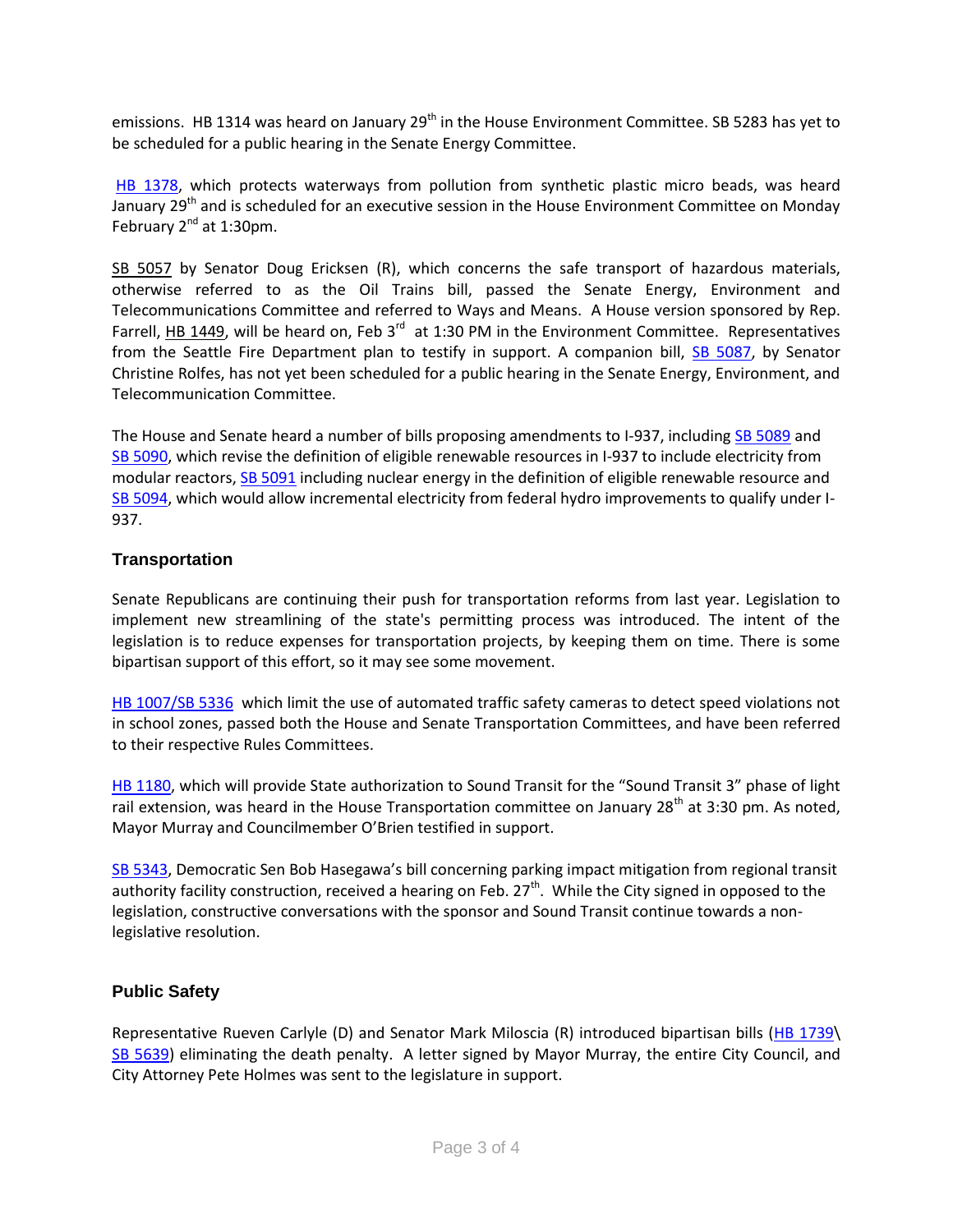emissions. HB 1314 was heard on January 29th in the House Environment Committee. SB 5283 has yet to be scheduled for a public hearing in the Senate Energy Committee.

HB 1378, which protects waterways from pollution from synthetic plastic micro beads, was heard January 29th and is scheduled for an executive session in the House Environment Committee on Monday February 2nd at 1:30pm.

SB 5057 by Senator Doug Ericksen (R), which concerns the safe transport of hazardous materials, otherwise referred to as the Oil Trains bill, passed the Senate Energy, Environment and Telecommunications Committee and referred to Ways and Means. A House version sponsored by Rep. Farrell, HB 1449, will be heard on, Feb 3rd at 1:30 PM in the Environment Committee. Representatives from the Seattle Fire Department plan to testify in support. A companion bill, SB 5087, by Senator Christine Rolfes, has not yet been scheduled for a public hearing in the Senate Energy, Environment, and Telecommunication Committee.

The House and Senate heard a number of bills proposing amendments to I-937, including SB 5089 and SB 5090, which revise the definition of eligible renewable resources in I-937 to include electricity from modular reactors, SB 5091 including nuclear energy in the definition of eligible renewable resource and SB 5094, which would allow incremental electricity from federal hydro improvements to qualify under I-937.

## Transportation

Senate Republicans are continuing their push for transportation reforms from last year. Legislation to implement new streamlining of the state's permitting process was introduced. The intent of the legislation is to reduce expenses for transportation projects, by keeping them on time. There is some bipartisan support of this effort, so it may see some movement.

HB 1007/SB 5336 which limit the use of automated traffic safety cameras to detect speed violations not in school zones, passed both the House and Senate Transportation Committees, and have been referred to their respective Rules Committees.

HB 1180, which will provide State authorization to Sound Transit for the "Sound Transit 3" phase of light rail extension, was heard in the House Transportation committee on January 28th at 3:30 pm. As noted, Mayor Murray and Councilmember O'Brien testified in support.

SB 5343, Democratic Sen Bob Hasegawa's bill concerning parking impact mitigation from regional transit authority facility construction, received a hearing on Feb. 27th. While the City signed in opposed to the legislation, constructive conversations with the sponsor and Sound Transit continue towards a non-legislative resolution.

## Public Safety

Representative Rueven Carlyle (D) and Senator Mark Miloscia (R) introduced bipartisan bills (HB 1739\SB 5639) eliminating the death penalty. A letter signed by Mayor Murray, the entire City Council, and City Attorney Pete Holmes was sent to the legislature in support.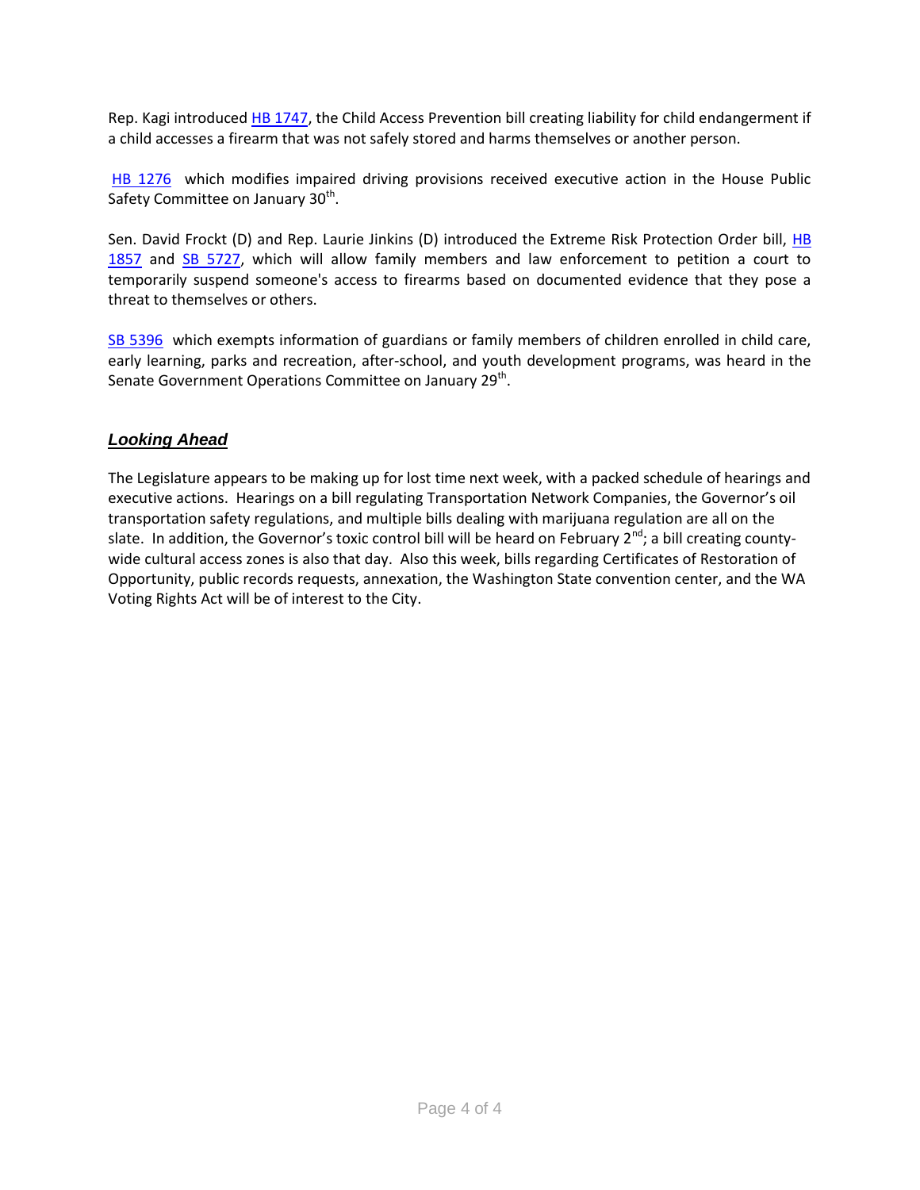Rep. Kagi introduced HB 1747, the Child Access Prevention bill creating liability for child endangerment if a child accesses a firearm that was not safely stored and harms themselves or another person.

HB 1276 which modifies impaired driving provisions received executive action in the House Public Safety Committee on January 30th.

Sen. David Frockt (D) and Rep. Laurie Jinkins (D) introduced the Extreme Risk Protection Order bill, HB 1857 and SB 5727, which will allow family members and law enforcement to petition a court to temporarily suspend someone's access to firearms based on documented evidence that they pose a threat to themselves or others.

SB 5396 which exempts information of guardians or family members of children enrolled in child care, early learning, parks and recreation, after-school, and youth development programs, was heard in the Senate Government Operations Committee on January 29th.

## ***Looking Ahead***

The Legislature appears to be making up for lost time next week, with a packed schedule of hearings and executive actions. Hearings on a bill regulating Transportation Network Companies, the Governor's oil transportation safety regulations, and multiple bills dealing with marijuana regulation are all on the slate. In addition, the Governor's toxic control bill will be heard on February 2nd; a bill creating county-wide cultural access zones is also that day. Also this week, bills regarding Certificates of Restoration of Opportunity, public records requests, annexation, the Washington State convention center, and the WA Voting Rights Act will be of interest to the City.